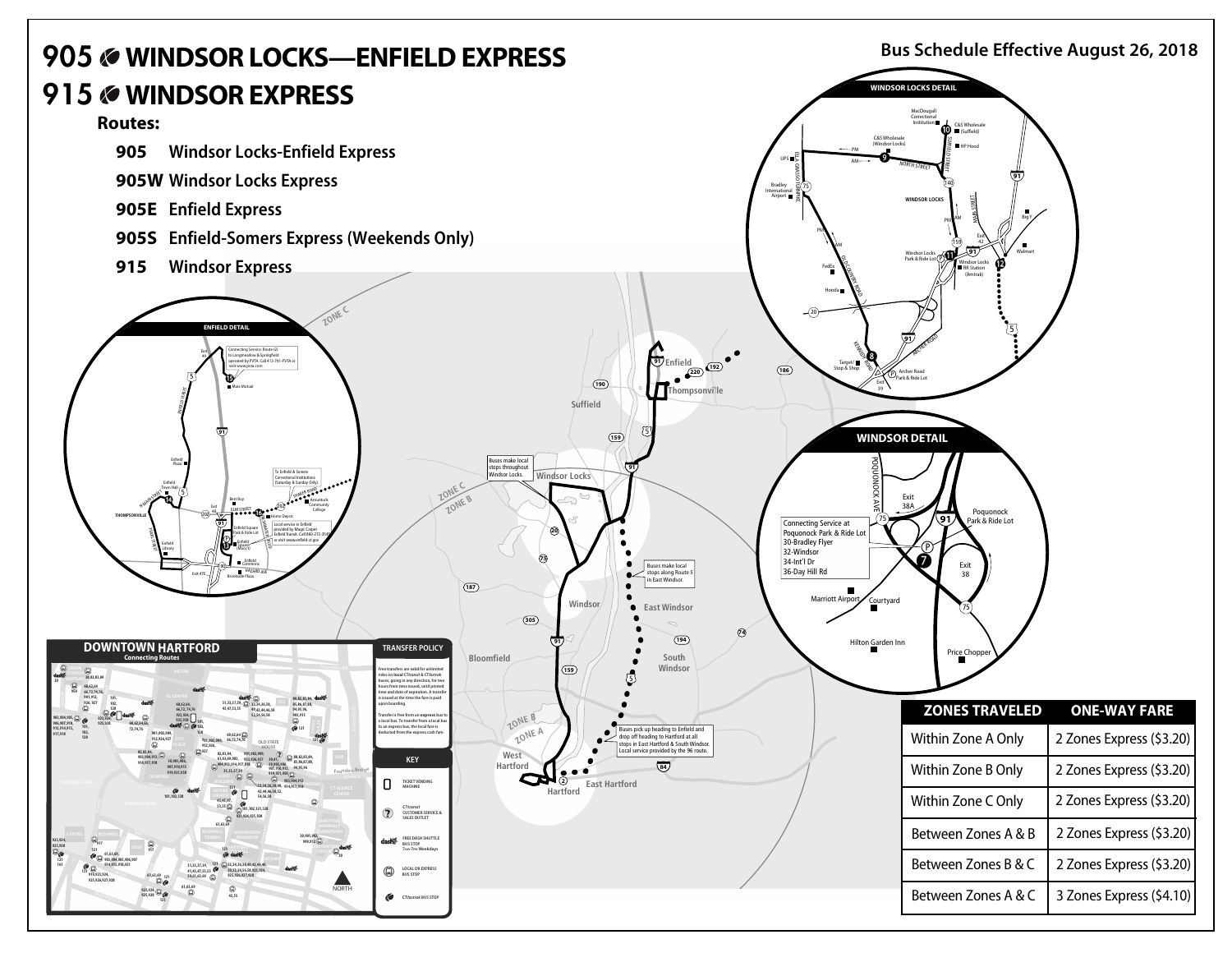# 905 WINDSOR LOCKS—ENFIELD EXPRESS

# 915 WINDSOR EXPRESS

Bus Schedule Effective August 26, 2018

**Routes:**

- **905** Windsor Locks-Enfield Express
- **905W** Windsor Locks Express
- **905E** Enfield Express
- **905S** Enfield-Somers Express (Weekends Only)
- **915** Windsor Express

Buses make local stops throughout Windsor Locks.

Buses make local stops along Route 5 in East Windsor.

Buses pick up heading to Enfield and drop off heading to Hartford at all stops in East Hartford & South Windsor. Local service provided by the 96 route.

**ENFIELD DETAIL**

Connecting Service Route G5 to Longmeadow & Springfield operated by PVTA. Call 413-781-PVTA or visit www.pvta.com

Local service in Enfield provided by Magic Carpet Enfield Transit. Call 860-272-2540 or visit www.enfield-ct.gov

To Enfield & Somers Correctional Institutions (Saturday & Sunday Only)

**WINDSOR DETAIL**

Connecting Service at Poquonock Park & Ride Lot
30-Bradley Flyer
32-Windsor
34-Int'l Dr
36-Day Hill Rd

**TRANSFER POLICY**

Free transfers are valid for unlimited rides on local CTtransit & CTfastrak buses, going in any direction, for two hours from time issued, until printed time and date of expiration. A transfer is issued at the time the fare is paid upon boarding.

Transfer is free from an express bus to a local bus. To transfer from a local bus to an express bus, the local fare is deducted from the express cash fare.

**KEY**

- TICKET VENDING MACHINE
- CTtransit CUSTOMER SERVICE & SALES OUTLET
- FREE DASH SHUTTLE BUS STOP 7am-7pm Weekdays
- LOCAL OR EXPRESS BUS STOP
- CTfastrak BUS STOP

| ZONES TRAVELED | ONE-WAY FARE |
|---|---|
| Within Zone A Only | 2 Zones Express ($3.20) |
| Within Zone B Only | 2 Zones Express ($3.20) |
| Within Zone C Only | 2 Zones Express ($3.20) |
| Between Zones A & B | 2 Zones Express ($3.20) |
| Between Zones B & C | 2 Zones Express ($3.20) |
| Between Zones A & C | 3 Zones Express ($4.10) |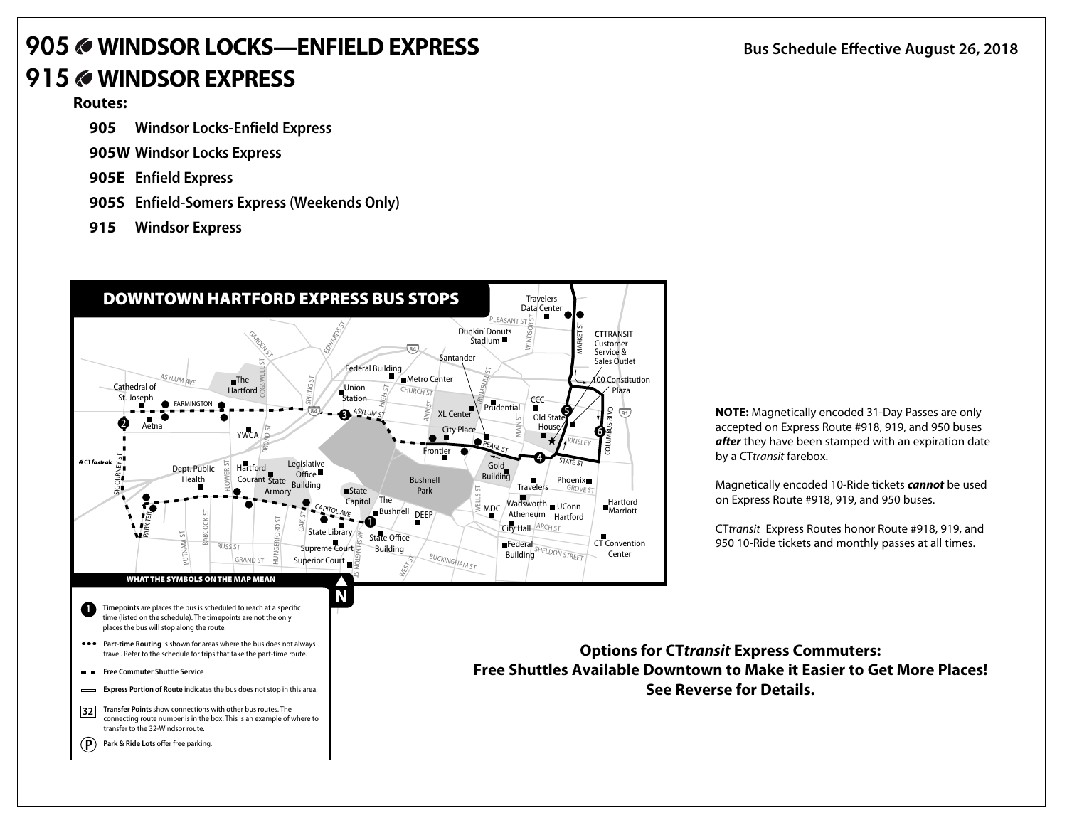# 905 WINDSOR LOCKS—ENFIELD EXPRESS
# 915 WINDSOR EXPRESS

**Bus Schedule Effective August 26, 2018**

**Routes:**

- **905** Windsor Locks-Enfield Express
- **905W** Windsor Locks Express
- **905E** Enfield Express
- **905S** Enfield-Somers Express (Weekends Only)
- **915** Windsor Express

## DOWNTOWN HARTFORD EXPRESS BUS STOPS

Travelers Data Center
Pleasant St
Dunkin' Donuts Stadium
CTTRANSIT Customer Service & Sales Outlet
Santander
Federal Building
Metro Center
100 Constitution Plaza
The Hartford
Union Station
Cathedral of St. Joseph
Farmington
Aetna
XL Center
Prudential
CCC
Old State House
City Place
YWCA
Frontier
Pearl St
State St
Kinsley
Columbus Blvd
Gold Building
Dept. Public Health
Hartford Courant
State Armory
Legislative Office Building
Bushnell Park
State Capitol
Travelers
Phoenix
Grove St
The Bushnell
DEEP
MDC
Wadsworth Atheneum
UConn Hartford
Hartford Marriott
City Hall
Arch St
State Library
State Office Building
Federal Building
Sheldon Street
CT Convention Center
Supreme Court
Superior Court
Buckingham St

**WHAT THE SYMBOLS ON THE MAP MEAN**

**Timepoints** are places the bus is scheduled to reach at a specific time (listed on the schedule). The timepoints are not the only places the bus will stop along the route.

**Part-time Routing** is shown for areas where the bus does not always travel. Refer to the schedule for trips that take the part-time route.

**Free Commuter Shuttle Service**

**Express Portion of Route** indicates the bus does not stop in this area.

**Transfer Points** show connections with other bus routes. The connecting route number is in the box. This is an example of where to transfer to the 32-Windsor route.

**Park & Ride Lots** offer free parking.

**NOTE:** Magnetically encoded 31-Day Passes are only accepted on Express Route #918, 919, and 950 buses ***after*** they have been stamped with an expiration date by a CT*transit* farebox.

Magnetically encoded 10-Ride tickets ***cannot*** be used on Express Route #918, 919, and 950 buses.

CT*transit* Express Routes honor Route #918, 919, and 950 10-Ride tickets and monthly passes at all times.

**Options for CT*transit* Express Commuters:**
**Free Shuttles Available Downtown to Make it Easier to Get More Places!**
**See Reverse for Details.**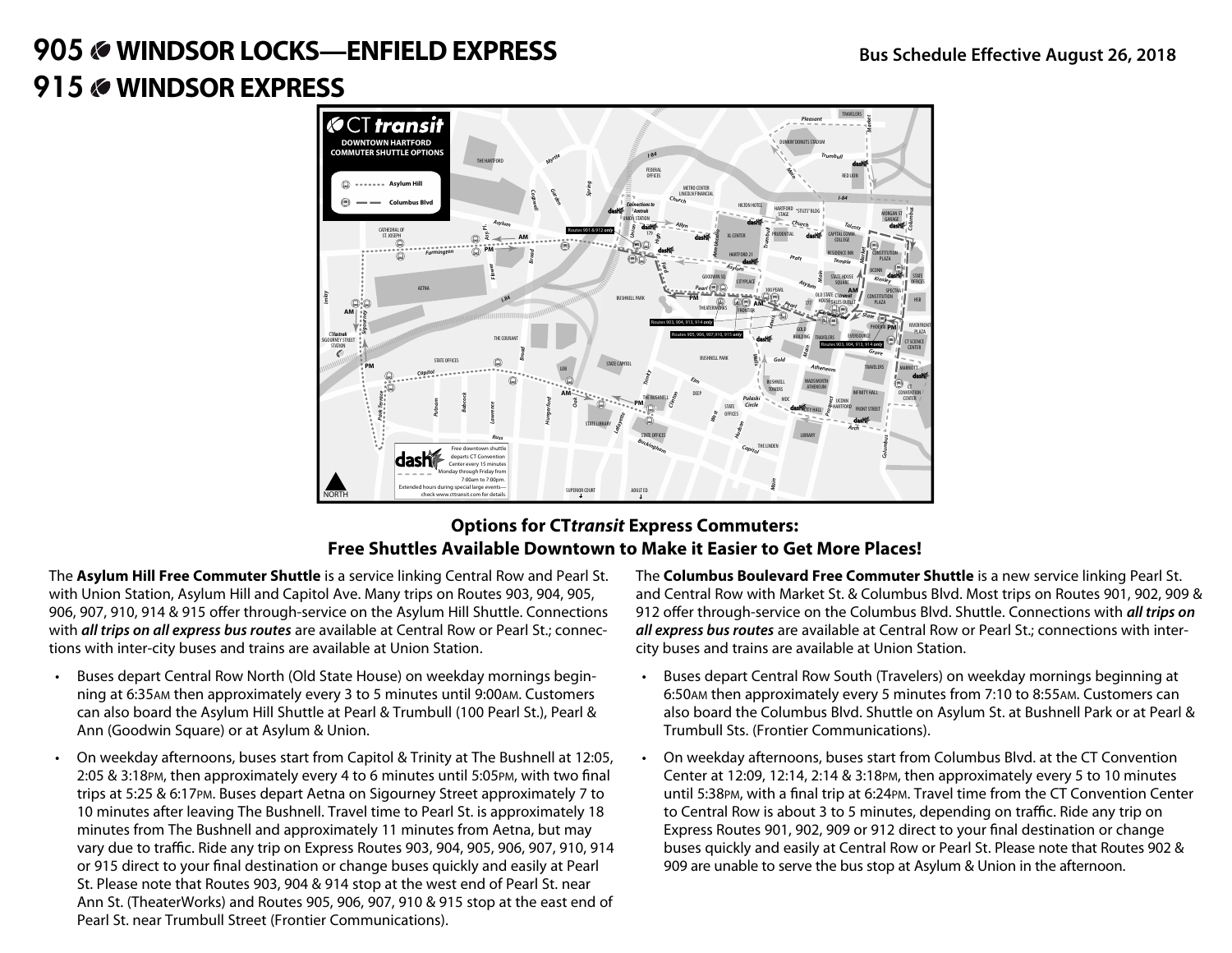# 905 WINDSOR LOCKS—ENFIELD EXPRESS
# 915 WINDSOR EXPRESS

Bus Schedule Effective August 26, 2018

CTtransit
DOWNTOWN HARTFORD COMMUTER SHUTTLE OPTIONS
Asylum Hill
Columbus Blvd

Free downtown shuttle departs CT Convention Center every 15 minutes Monday through Friday from 7:00am to 7:00pm. Extended hours during special large events—check www.cttransit.com for details.

## Options for CT*transit* Express Commuters: Free Shuttles Available Downtown to Make it Easier to Get More Places!

The **Asylum Hill Free Commuter Shuttle** is a service linking Central Row and Pearl St. with Union Station, Asylum Hill and Capitol Ave. Many trips on Routes 903, 904, 905, 906, 907, 910, 914 & 915 offer through-service on the Asylum Hill Shuttle. Connections with ***all trips on all express bus routes*** are available at Central Row or Pearl St.; connections with inter-city buses and trains are available at Union Station.

- Buses depart Central Row North (Old State House) on weekday mornings beginning at 6:35AM then approximately every 3 to 5 minutes until 9:00AM. Customers can also board the Asylum Hill Shuttle at Pearl & Trumbull (100 Pearl St.), Pearl & Ann (Goodwin Square) or at Asylum & Union.
- On weekday afternoons, buses start from Capitol & Trinity at The Bushnell at 12:05, 2:05 & 3:18PM, then approximately every 4 to 6 minutes until 5:05PM, with two final trips at 5:25 & 6:17PM. Buses depart Aetna on Sigourney Street approximately 7 to 10 minutes after leaving The Bushnell. Travel time to Pearl St. is approximately 18 minutes from The Bushnell and approximately 11 minutes from Aetna, but may vary due to traffic. Ride any trip on Express Routes 903, 904, 905, 906, 907, 910, 914 or 915 direct to your final destination or change buses quickly and easily at Pearl St. Please note that Routes 903, 904 & 914 stop at the west end of Pearl St. near Ann St. (TheaterWorks) and Routes 905, 906, 907, 910 & 915 stop at the east end of Pearl St. near Trumbull Street (Frontier Communications).

The **Columbus Boulevard Free Commuter Shuttle** is a new service linking Pearl St. and Central Row with Market St. & Columbus Blvd. Most trips on Routes 901, 902, 909 & 912 offer through-service on the Columbus Blvd. Shuttle. Connections with ***all trips on all express bus routes*** are available at Central Row or Pearl St.; connections with inter-city buses and trains are available at Union Station.

- Buses depart Central Row South (Travelers) on weekday mornings beginning at 6:50AM then approximately every 5 minutes from 7:10 to 8:55AM. Customers can also board the Columbus Blvd. Shuttle on Asylum St. at Bushnell Park or at Pearl & Trumbull Sts. (Frontier Communications).
- On weekday afternoons, buses start from Columbus Blvd. at the CT Convention Center at 12:09, 12:14, 2:14 & 3:18PM, then approximately every 5 to 10 minutes until 5:38PM, with a final trip at 6:24PM. Travel time from the CT Convention Center to Central Row is about 3 to 5 minutes, depending on traffic. Ride any trip on Express Routes 901, 902, 909 or 912 direct to your final destination or change buses quickly and easily at Central Row or Pearl St. Please note that Routes 902 & 909 are unable to serve the bus stop at Asylum & Union in the afternoon.